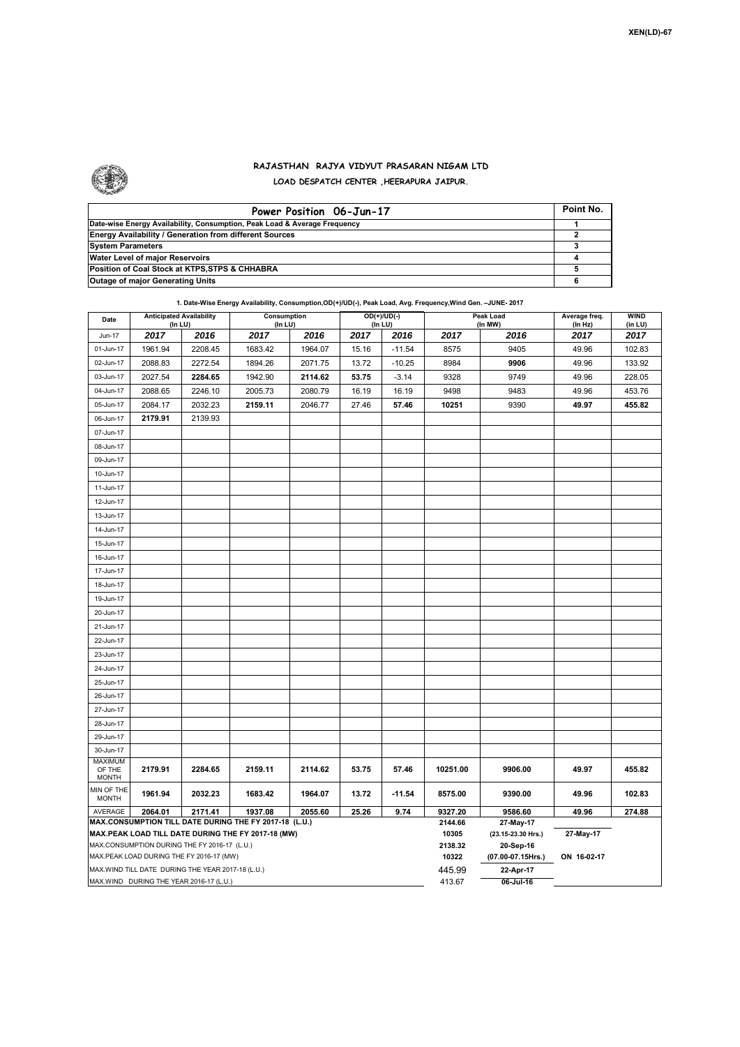XEN(LD)-67

## RAJASTHAN RAJYA VIDYUT PRASARAN NIGAM LTD

### LOAD DESPATCH CENTER ,HEERAPURA JAIPUR.

| Power Position 06-Jun-17 | Point No. |
|---|---|
| Date-wise Energy Availability, Consumption, Peak Load & Average Frequency | 1 |
| Energy Availability / Generation from different Sources | 2 |
| System Parameters | 3 |
| Water Level of major Reservoirs | 4 |
| Position of Coal Stock at KTPS,STPS & CHHABRA | 5 |
| Outage of major Generating Units | 6 |

**1. Date-Wise Energy Availability, Consumption,OD(+)/UD(-), Peak Load, Avg. Frequency,Wind Gen. –JUNE- 2017**

| Date | Anticipated Availability (In LU) | | Consumption (In LU) | | OD(+)/UD(-) (In LU) | | Peak Load (In MW) | | Average freq. (In Hz) | WIND (In LU) |
|---|---|---|---|---|---|---|---|---|---|---|
| Jun-17 | 2017 | 2016 | 2017 | 2016 | 2017 | 2016 | 2017 | 2016 | 2017 | 2017 |
| 01-Jun-17 | 1961.94 | 2208.45 | 1683.42 | 1964.07 | 15.16 | -11.54 | 8575 | 9405 | 49.96 | 102.83 |
| 02-Jun-17 | 2088.83 | 2272.54 | 1894.26 | 2071.75 | 13.72 | -10.25 | 8984 | **9906** | 49.96 | 133.92 |
| 03-Jun-17 | 2027.54 | **2284.65** | 1942.90 | **2114.62** | **53.75** | -3.14 | 9328 | 9749 | 49.96 | 228.05 |
| 04-Jun-17 | 2088.65 | 2246.10 | 2005.73 | 2080.79 | 16.19 | 16.19 | 9498 | 9483 | 49.96 | 453.76 |
| 05-Jun-17 | 2084.17 | 2032.23 | **2159.11** | 2046.77 | 27.46 | **57.46** | **10251** | 9390 | **49.97** | **455.82** |
| 06-Jun-17 | **2179.91** | 2139.93 | | | | | | | | |
| 07-Jun-17 | | | | | | | | | | |
| 08-Jun-17 | | | | | | | | | | |
| 09-Jun-17 | | | | | | | | | | |
| 10-Jun-17 | | | | | | | | | | |
| 11-Jun-17 | | | | | | | | | | |
| 12-Jun-17 | | | | | | | | | | |
| 13-Jun-17 | | | | | | | | | | |
| 14-Jun-17 | | | | | | | | | | |
| 15-Jun-17 | | | | | | | | | | |
| 16-Jun-17 | | | | | | | | | | |
| 17-Jun-17 | | | | | | | | | | |
| 18-Jun-17 | | | | | | | | | | |
| 19-Jun-17 | | | | | | | | | | |
| 20-Jun-17 | | | | | | | | | | |
| 21-Jun-17 | | | | | | | | | | |
| 22-Jun-17 | | | | | | | | | | |
| 23-Jun-17 | | | | | | | | | | |
| 24-Jun-17 | | | | | | | | | | |
| 25-Jun-17 | | | | | | | | | | |
| 26-Jun-17 | | | | | | | | | | |
| 27-Jun-17 | | | | | | | | | | |
| 28-Jun-17 | | | | | | | | | | |
| 29-Jun-17 | | | | | | | | | | |
| 30-Jun-17 | | | | | | | | | | |
| MAXIMUM OF THE MONTH | 2179.91 | 2284.65 | 2159.11 | 2114.62 | 53.75 | 57.46 | 10251.00 | 9906.00 | 49.97 | 455.82 |
| MIN OF THE MONTH | 1961.94 | 2032.23 | 1683.42 | 1964.07 | 13.72 | -11.54 | 8575.00 | 9390.00 | 49.96 | 102.83 |
| AVERAGE | 2064.01 | 2171.41 | 1937.08 | 2055.60 | 25.26 | 9.74 | 9327.20 | 9586.60 | 49.96 | 274.88 |
| MAX.CONSUMPTION TILL DATE DURING THE FY 2017-18 (L.U.) | | | | | | | 2144.66 | 27-May-17 | | |
| MAX.PEAK LOAD TILL DATE DURING THE FY 2017-18 (MW) | | | | | | | 10305 | (23.15-23.30 Hrs.) | 27-May-17 | |
| MAX.CONSUMPTION DURING THE FY 2016-17 (L.U.) | | | | | | | 2138.32 | 20-Sep-16 | | |
| MAX.PEAK LOAD DURING THE FY 2016-17 (MW) | | | | | | | 10322 | (07.00-07.15Hrs.) | ON 16-02-17 | |
| MAX.WIND TILL DATE DURING THE YEAR 2017-18 (L.U.) | | | | | | | 445.99 | 22-Apr-17 | | |
| MAX.WIND DURING THE YEAR 2016-17 (L.U.) | | | | | | | 413.67 | 06-Jul-16 | | |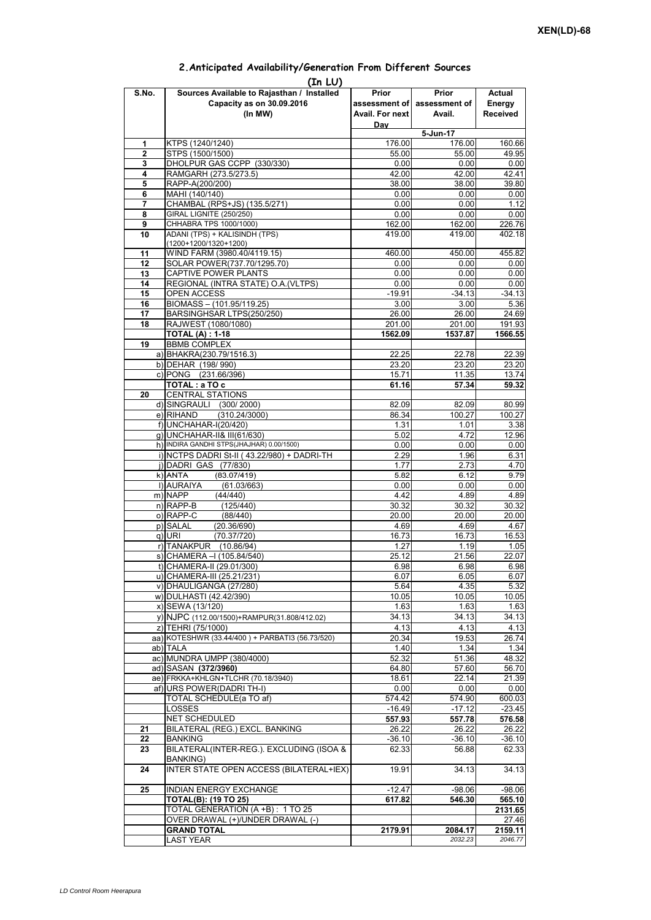XEN(LD)-68

## 2.Anticipated Availability/Generation From Different Sources

(In LU)

| S.No. | Sources Available to Rajasthan / Installed Capacity as on 30.09.2016 (In MW) | Prior assessment of Avail. For next Day | Prior assessment of Avail. | Actual Energy Received |
|---|---|---|---|---|
| | | 5-Jun-17 | | |
| 1 | KTPS (1240/1240) | 176.00 | 176.00 | 160.66 |
| 2 | STPS (1500/1500) | 55.00 | 55.00 | 49.95 |
| 3 | DHOLPUR GAS CCPP (330/330) | 0.00 | 0.00 | 0.00 |
| 4 | RAMGARH (273.5/273.5) | 42.00 | 42.00 | 42.41 |
| 5 | RAPP-A(200/200) | 38.00 | 38.00 | 39.80 |
| 6 | MAHI (140/140) | 0.00 | 0.00 | 0.00 |
| 7 | CHAMBAL (RPS+JS) (135.5/271) | 0.00 | 0.00 | 1.12 |
| 8 | GIRAL LIGNITE (250/250) | 0.00 | 0.00 | 0.00 |
| 9 | CHHABRA TPS 1000/1000) | 162.00 | 162.00 | 226.76 |
| 10 | ADANI (TPS) + KALISINDH (TPS) (1200+1200/1320+1200) | 419.00 | 419.00 | 402.18 |
| 11 | WIND FARM (3980.40/4119.15) | 460.00 | 450.00 | 455.82 |
| 12 | SOLAR POWER(737.70/1295.70) | 0.00 | 0.00 | 0.00 |
| 13 | CAPTIVE POWER PLANTS | 0.00 | 0.00 | 0.00 |
| 14 | REGIONAL (INTRA STATE) O.A.(VLTPS) | 0.00 | 0.00 | 0.00 |
| 15 | OPEN ACCESS | -19.91 | -34.13 | -34.13 |
| 16 | BIOMASS – (101.95/119.25) | 3.00 | 3.00 | 5.36 |
| 17 | BARSINGHSAR LTPS(250/250) | 26.00 | 26.00 | 24.69 |
| 18 | RAJWEST (1080/1080) | 201.00 | 201.00 | 191.93 |
| | **TOTAL (A) : 1-18** | **1562.09** | **1537.87** | **1566.55** |
| 19 | BBMB COMPLEX | | | |
| | a) BHAKRA(230.79/1516.3) | 22.25 | 22.78 | 22.39 |
| | b) DEHAR (198/ 990) | 23.20 | 23.20 | 23.20 |
| | c) PONG (231.66/396) | 15.71 | 11.35 | 13.74 |
| | **TOTAL : a TO c** | **61.16** | **57.34** | **59.32** |
| 20 | CENTRAL STATIONS | | | |
| | d) SINGRAULI (300/ 2000) | 82.09 | 82.09 | 80.99 |
| | e) RIHAND (310.24/3000) | 86.34 | 100.27 | 100.27 |
| | f) UNCHAHAR-I(20/420) | 1.31 | 1.01 | 3.38 |
| | g) UNCHAHAR-II& III(61/630) | 5.02 | 4.72 | 12.96 |
| | h) INDIRA GANDHI STPS(JHAJHAR) 0.00/1500) | 0.00 | 0.00 | 0.00 |
| | i) NCTPS DADRI St-II ( 43.22/980) + DADRI-TH | 2.29 | 1.96 | 6.31 |
| | j) DADRI GAS (77/830) | 1.77 | 2.73 | 4.70 |
| | k) ANTA (83.07/419) | 5.82 | 6.12 | 9.79 |
| | l) AURAIYA (61.03/663) | 0.00 | 0.00 | 0.00 |
| | m) NAPP (44/440) | 4.42 | 4.89 | 4.89 |
| | n) RAPP-B (125/440) | 30.32 | 30.32 | 30.32 |
| | o) RAPP-C (88/440) | 20.00 | 20.00 | 20.00 |
| | p) SALAL (20.36/690) | 4.69 | 4.69 | 4.67 |
| | q) URI (70.37/720) | 16.73 | 16.73 | 16.53 |
| | r) TANAKPUR (10.86/94) | 1.27 | 1.19 | 1.05 |
| | s) CHAMERA –I (105.84/540) | 25.12 | 21.56 | 22.07 |
| | t) CHAMERA-II (29.01/300) | 6.98 | 6.98 | 6.98 |
| | u) CHAMERA-III (25.21/231) | 6.07 | 6.05 | 6.07 |
| | v) DHAULIGANGA (27/280) | 5.64 | 4.35 | 5.32 |
| | w) DULHASTI (42.42/390) | 10.05 | 10.05 | 10.05 |
| | x) SEWA (13/120) | 1.63 | 1.63 | 1.63 |
| | y) NJPC (112.00/1500)+RAMPUR(31.808/412.02) | 34.13 | 34.13 | 34.13 |
| | z) TEHRI (75/1000) | 4.13 | 4.13 | 4.13 |
| | aa) KOTESHWR (33.44/400 ) + PARBATI3 (56.73/520) | 20.34 | 19.53 | 26.74 |
| | ab) TALA | 1.40 | 1.34 | 1.34 |
| | ac) MUNDRA UMPP (380/4000) | 52.32 | 51.36 | 48.32 |
| | ad) SASAN **(372/3960)** | 64.80 | 57.60 | 56.70 |
| | ae) FRKKA+KHLGN+TLCHR (70.18/3940) | 18.61 | 22.14 | 21.39 |
| | af) URS POWER(DADRI TH-I) | 0.00 | 0.00 | 0.00 |
| | TOTAL SCHEDULE(a TO af) | 574.42 | 574.90 | 600.03 |
| | LOSSES | -16.49 | -17.12 | -23.45 |
| | NET SCHEDULED | **557.93** | **557.78** | **576.58** |
| 21 | BILATERAL (REG.) EXCL. BANKING | 26.22 | 26.22 | 26.22 |
| 22 | BANKING | -36.10 | -36.10 | -36.10 |
| 23 | BILATERAL(INTER-REG.). EXCLUDING (ISOA & BANKING) | 62.33 | 56.88 | 62.33 |
| 24 | INTER STATE OPEN ACCESS (BILATERAL+IEX) | 19.91 | 34.13 | 34.13 |
| 25 | INDIAN ENERGY EXCHANGE | -12.47 | -98.06 | -98.06 |
| | **TOTAL(B): (19 TO 25)** | **617.82** | **546.30** | **565.10** |
| | TOTAL GENERATION (A +B) : 1 TO 25 | | | **2131.65** |
| | OVER DRAWAL (+)/UNDER DRAWAL (-) | | | 27.46 |
| | **GRAND TOTAL** | **2179.91** | **2084.17** | **2159.11** |
| | LAST YEAR | | *2032.23* | *2046.77* |

LD Control Room Heerapura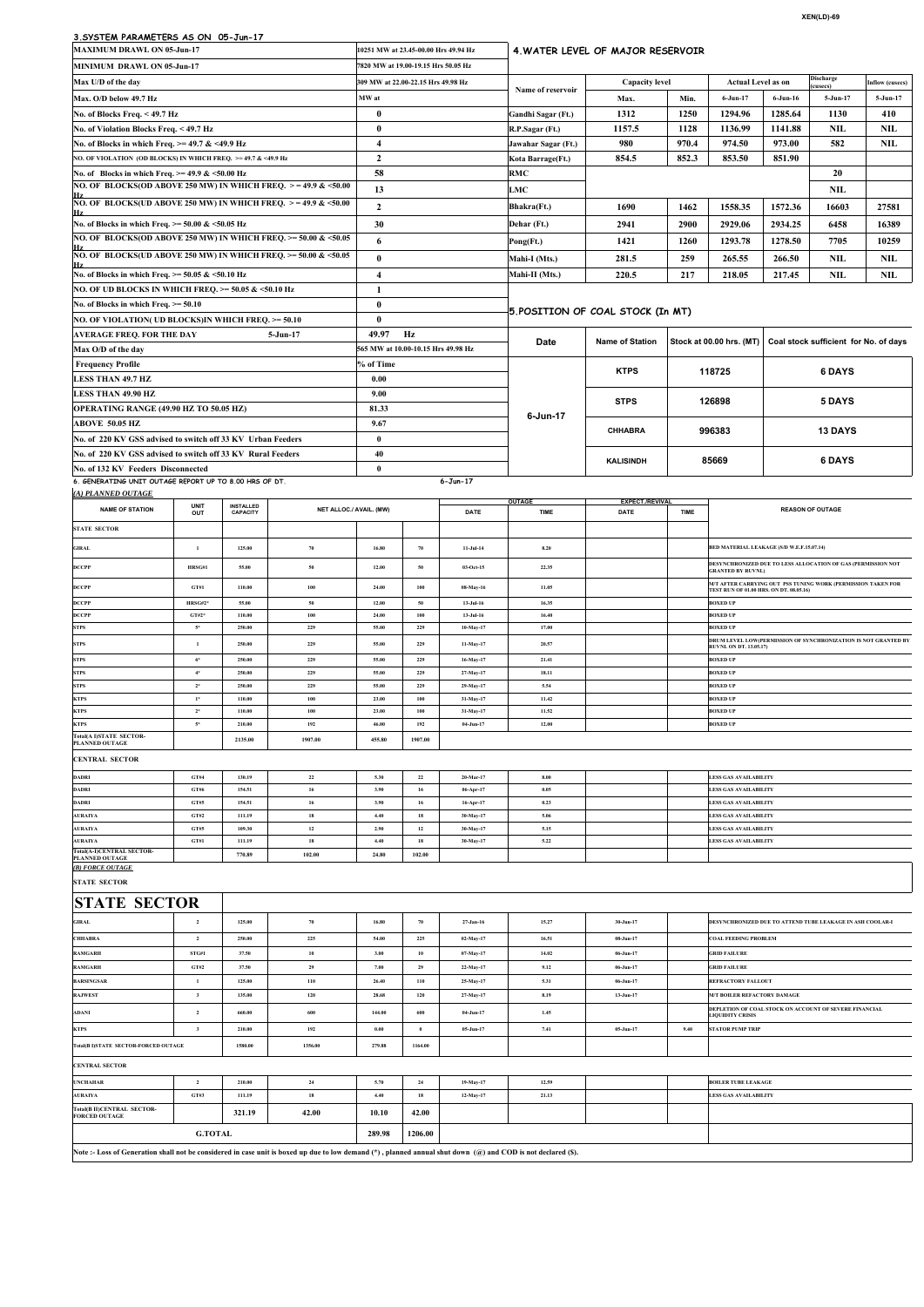XEN(LD)-69

## 3.SYSTEM PARAMETERS AS ON 05-Jun-17

| | |
|---|---|
| MAXIMUM DRAWL ON 05-Jun-17 | 10251 MW at 23.45-00.00 Hrs 49.94 Hz |
| MINIMUM DRAWL ON 05-Jun-17 | 7820 MW at 19.00-19.15 Hrs 50.05 Hz |
| Max U/D of the day | 309 MW at 22.00-22.15 Hrs 49.98 Hz |
| Max. O/D below 49.7 Hz | MW at |
| No. of Blocks Freq. < 49.7 Hz | 0 |
| No. of Violation Blocks Freq. < 49.7 Hz | 0 |
| No. of Blocks in which Freq. >= 49.7 & <49.9 Hz | 4 |
| NO. OF VIOLATION (OD BLOCKS) IN WHICH FREQ. >= 49.7 & <49.9 Hz | 2 |
| No. of Blocks in which Freq. >= 49.9 & <50.00 Hz | 58 |
| NO. OF BLOCKS(OD ABOVE 250 MW) IN WHICH FREQ. > = 49.9 & <50.00 Hz | 13 |
| NO. OF BLOCKS(UD ABOVE 250 MW) IN WHICH FREQ. > = 49.9 & <50.00 Hz | 2 |
| No. of Blocks in which Freq. >= 50.00 & <50.05 Hz | 30 |
| NO. OF BLOCKS(OD ABOVE 250 MW) IN WHICH FREQ. >= 50.00 & <50.05 Hz | 6 |
| NO. OF BLOCKS(UD ABOVE 250 MW) IN WHICH FREQ. >= 50.00 & <50.05 Hz | 0 |
| No. of Blocks in which Freq. >= 50.05 & <50.10 Hz | 4 |
| NO. OF UD BLOCKS IN WHICH FREQ. >= 50.05 & <50.10 Hz | 1 |
| No. of Blocks in which Freq. >= 50.10 | 0 |
| NO. OF VIOLATION( UD BLOCKS)IN WHICH FREQ. >= 50.10 | 0 |
| AVERAGE FREQ. FOR THE DAY 5-Jun-17 | 49.97 Hz |
| Max O/D of the day | 565 MW at 10.00-10.15 Hrs 49.98 Hz |
| Frequency Profile | % of Time |
| LESS THAN 49.7 HZ | 0.00 |
| LESS THAN 49.90 HZ | 9.00 |
| OPERATING RANGE (49.90 HZ TO 50.05 HZ) | 81.33 |
| ABOVE 50.05 HZ | 9.67 |
| No. of 220 KV GSS advised to switch off 33 KV Urban Feeders | 0 |
| No. of 220 KV GSS advised to switch off 33 KV Rural Feeders | 40 |
| No. of 132 KV Feeders Disconnected | 0 |

## 4.WATER LEVEL OF MAJOR RESERVOIR

| Name of reservoir | Capacity level | | Actual Level as on | | Discharge (cusecs) | Inflow (cusecs) |
|---|---|---|---|---|---|---|
| | Max. | Min. | 6-Jun-17 | 6-Jun-16 | 5-Jun-17 | 5-Jun-17 |
| Gandhi Sagar (Ft.) | 1312 | 1250 | 1294.96 | 1285.64 | 1130 | 410 |
| R.P.Sagar (Ft.) | 1157.5 | 1128 | 1136.99 | 1141.88 | NIL | NIL |
| Jawahar Sagar (Ft.) | 980 | 970.4 | 974.50 | 973.00 | 582 | NIL |
| Kota Barrage(Ft.) | 854.5 | 852.3 | 853.50 | 851.90 | | |
| RMC | | | | | 20 | |
| LMC | | | | | NIL | |
| Bhakra(Ft.) | 1690 | 1462 | 1558.35 | 1572.36 | 16603 | 27581 |
| Dehar (Ft.) | 2941 | 2900 | 2929.06 | 2934.25 | 6458 | 16389 |
| Pong(Ft.) | 1421 | 1260 | 1293.78 | 1278.50 | 7705 | 10259 |
| Mahi-I (Mts.) | 281.5 | 259 | 265.55 | 266.50 | NIL | NIL |
| Mahi-II (Mts.) | 220.5 | 217 | 218.05 | 217.45 | NIL | NIL |

## 5.POSITION OF COAL STOCK (In MT)

| Date | Name of Station | Stock at 00.00 hrs. (MT) | Coal stock sufficient for No. of days |
|---|---|---|---|
| 6-Jun-17 | KTPS | 118725 | 6 DAYS |
| | STPS | 126898 | 5 DAYS |
| | CHHABRA | 996383 | 13 DAYS |
| | KALISINDH | 85669 | 6 DAYS |

## 6. GENERATING UNIT OUTAGE REPORT UP TO 8.00 HRS OF DT. 6-Jun-17

### (A) PLANNED OUTAGE

| NAME OF STATION | UNIT OUT | INSTALLED CAPACITY | NET ALLOC./ AVAIL. (MW) | | | OUTAGE DATE | OUTAGE TIME | EXPECT./REVIVAL DATE | EXPECT./REVIVAL TIME | REASON OF OUTAGE |
|---|---|---|---|---|---|---|---|---|---|---|
| **STATE SECTOR** | | | | | | | | | | |
| GIRAL | 1 | 125.00 | 70 | 16.80 | 70 | 11-Jul-14 | 8.20 | | | BED MATERIAL LEAKAGE (S/D W.E.F.15.07.14) |
| DCCPP | HRSG#1 | 55.00 | 50 | 12.00 | 50 | 03-Oct-15 | 22.35 | | | DESYNCHRONIZED DUE TO LESS ALLOCATION OF GAS (PERMISSION NOT GRANTED BY RUVNL) |
| DCCPP | GT#1 | 110.00 | 100 | 24.00 | 100 | 08-May-16 | 11.05 | | | S/T AFTER CARRYING OUT PSS TUNING WORK (PERMISSION TAKEN FOR TEST RUN OF 01.00 HRS. ON DT. 08.05.16) |
| DCCPP | HRSG#2* | 55.00 | 50 | 12.00 | 50 | 13-Jul-16 | 16.35 | | | BOXED UP |
| DCCPP | GT#2* | 110.00 | 100 | 24.00 | 100 | 13-Jul-16 | 16.40 | | | BOXED UP |
| STPS | 5* | 250.00 | 229 | 55.00 | 229 | 10-May-17 | 17.00 | | | BOXED UP |
| STPS | 1 | 250.00 | 229 | 55.00 | 229 | 11-May-17 | 20.57 | | | DRUM LEVEL LOW(PERMISSION OF SYNCHRONIZATION IS NOT GRANTED BY RUVNL ON DT. 13.05.17) |
| STPS | 6* | 250.00 | 229 | 55.00 | 229 | 16-May-17 | 21.41 | | | BOXED UP |
| STPS | 4* | 250.00 | 229 | 55.00 | 229 | 27-May-17 | 18.11 | | | BOXED UP |
| STPS | 2* | 250.00 | 229 | 55.00 | 229 | 29-May-17 | 5.54 | | | BOXED UP |
| KTPS | 1* | 110.00 | 100 | 23.00 | 100 | 31-May-17 | 11.42 | | | BOXED UP |
| KTPS | 2* | 110.00 | 100 | 23.00 | 100 | 31-May-17 | 11.52 | | | BOXED UP |
| KTPS | 5* | 210.00 | 192 | 46.00 | 192 | 04-Jun-17 | 12.00 | | | BOXED UP |
| Total(A I)STATE SECTOR-PLANNED OUTAGE | | 2135.00 | 1907.00 | 455.80 | 1907.00 | | | | | |
| **CENTRAL SECTOR** | | | | | | | | | | |
| DADRI | GT#4 | 130.19 | 22 | 5.30 | 22 | 20-Mar-17 | 8.00 | | | LESS GAS AVAILABILITY |
| DADRI | GT#6 | 154.51 | 16 | 3.90 | 16 | 06-Apr-17 | 0.05 | | | LESS GAS AVAILABILITY |
| DADRI | GT#5 | 154.51 | 16 | 3.90 | 16 | 16-Apr-17 | 0.23 | | | LESS GAS AVAILABILITY |
| AURAIYA | GT#2 | 111.19 | 18 | 4.40 | 18 | 30-May-17 | 5.06 | | | LESS GAS AVAILABILITY |
| AURAIYA | GT#5 | 109.30 | 12 | 2.90 | 12 | 30-May-17 | 5.15 | | | LESS GAS AVAILABILITY |
| AURAIYA | GT#1 | 111.19 | 18 | 4.40 | 18 | 30-May-17 | 5.22 | | | LESS GAS AVAILABILITY |
| Total(A-I)CENTRAL SECTOR-PLANNED OUTAGE | | 770.89 | 102.00 | 24.80 | 102.00 | | | | | |

### (B) FORCE OUTAGE

| NAME OF STATION | UNIT OUT | INSTALLED CAPACITY | NET ALLOC./ AVAIL. (MW) | | | OUTAGE DATE | OUTAGE TIME | EXPECT./REVIVAL DATE | EXPECT./REVIVAL TIME | REASON OF OUTAGE |
|---|---|---|---|---|---|---|---|---|---|---|
| **STATE SECTOR** | | | | | | | | | | |
| GIRAL | 2 | 125.00 | 70 | 16.80 | 70 | 27-Jan-16 | 15.27 | 30-Jun-17 | | DESYNCHRONIZED DUE TO ATTEND TUBE LEAKAGE IN ASH COOLAR-I |
| CHHABRA | 2 | 250.00 | 225 | 54.00 | 225 | 02-May-17 | 16.51 | 08-Jun-17 | | COAL FEEDING PROBLEM |
| RAMGARH | STG#1 | 37.50 | 10 | 3.00 | 10 | 07-May-17 | 14.02 | 06-Jun-17 | | GRID FAILURE |
| RAMGARH | GT#2 | 37.50 | 29 | 7.00 | 29 | 22-May-17 | 9.12 | 06-Jun-17 | | GRID FAILURE |
| BARSINGSAR | 1 | 125.00 | 110 | 26.40 | 110 | 25-May-17 | 5.31 | 06-Jun-17 | | REFRACTORY FALLOUT |
| RAJWEST | 3 | 135.00 | 120 | 28.68 | 120 | 27-May-17 | 8.19 | 13-Jun-17 | | S/T BOILER REFACTORY DAMAGE |
| ADANI | 2 | 660.00 | 600 | 144.00 | 600 | 04-Jun-17 | 1.45 | | | DEPLETION OF COAL STOCK ON ACCOUNT OF SEVERE FINANCIAL LIQUIDITY CRISIS |
| KTPS | 3 | 210.00 | 192 | 0.00 | 0 | 05-Jun-17 | 7.41 | 05-Jun-17 | 9.40 | STATOR PUMP TRIP |
| Total(B I)STATE SECTOR-FORCED OUTAGE | | 1580.00 | 1356.00 | 279.88 | 1164.00 | | | | | |
| **CENTRAL SECTOR** | | | | | | | | | | |
| UNCHAHAR | 2 | 210.00 | 24 | 5.70 | 24 | 19-May-17 | 12.59 | | | BOILER TUBE LEAKAGE |
| AURAIYA | GT#3 | 111.19 | 18 | 4.40 | 18 | 12-May-17 | 21.13 | | | LESS GAS AVAILABILITY |
| Total(B II)CENTRAL SECTOR-FORCED OUTAGE | | 321.19 | 42.00 | 10.10 | 42.00 | | | | | |
| G.TOTAL | | | | 289.98 | 1206.00 | | | | | |

Note :- Loss of Generation shall not be considered in case unit is boxed up due to low demand (*) , planned annual shut down (@) and COD is not declared ($).